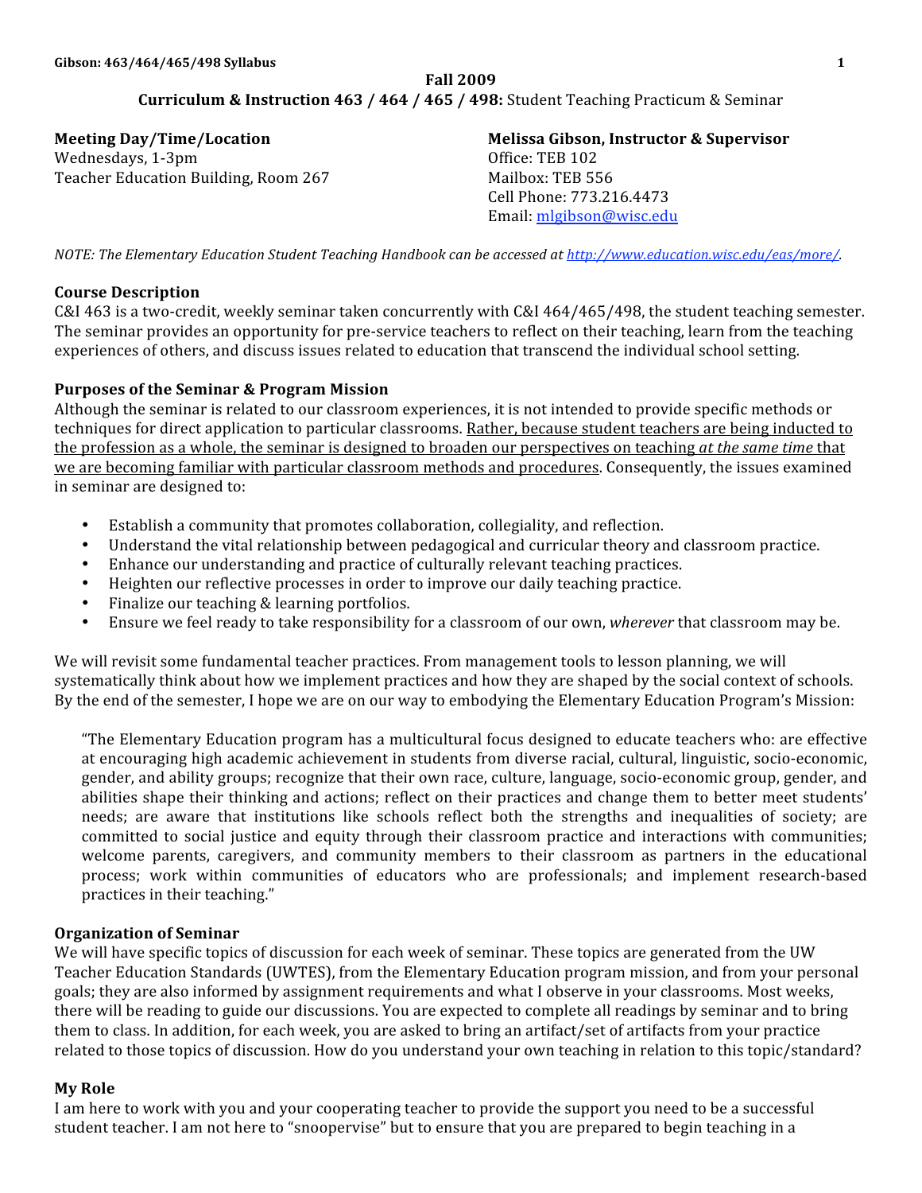**Fall 2009**

**Curriculum & Instruction 463 / 464 / 465 / 498:** Student Teaching Practicum & Seminar

**Meeting Day/Time/Location**
Wednesdays, 1-3pm
Teacher Education Building, Room 267

**Melissa Gibson, Instructor & Supervisor**
Office: TEB 102
Mailbox: TEB 556
Cell Phone: 773.216.4473
Email: mlgibson@wisc.edu

*NOTE: The Elementary Education Student Teaching Handbook can be accessed at http://www.education.wisc.edu/eas/more/.*

## Course Description

C&I 463 is a two-credit, weekly seminar taken concurrently with C&I 464/465/498, the student teaching semester. The seminar provides an opportunity for pre-service teachers to reflect on their teaching, learn from the teaching experiences of others, and discuss issues related to education that transcend the individual school setting.

## Purposes of the Seminar & Program Mission

Although the seminar is related to our classroom experiences, it is not intended to provide specific methods or techniques for direct application to particular classrooms. <u>Rather, because student teachers are being inducted to the profession as a whole, the seminar is designed to broaden our perspectives on teaching *at the same time* that we are becoming familiar with particular classroom methods and procedures</u>. Consequently, the issues examined in seminar are designed to:

- Establish a community that promotes collaboration, collegiality, and reflection.
- Understand the vital relationship between pedagogical and curricular theory and classroom practice.
- Enhance our understanding and practice of culturally relevant teaching practices.
- Heighten our reflective processes in order to improve our daily teaching practice.
- Finalize our teaching & learning portfolios.
- Ensure we feel ready to take responsibility for a classroom of our own, *wherever* that classroom may be.

We will revisit some fundamental teacher practices. From management tools to lesson planning, we will systematically think about how we implement practices and how they are shaped by the social context of schools. By the end of the semester, I hope we are on our way to embodying the Elementary Education Program's Mission:

> "The Elementary Education program has a multicultural focus designed to educate teachers who: are effective at encouraging high academic achievement in students from diverse racial, cultural, linguistic, socio-economic, gender, and ability groups; recognize that their own race, culture, language, socio-economic group, gender, and abilities shape their thinking and actions; reflect on their practices and change them to better meet students' needs; are aware that institutions like schools reflect both the strengths and inequalities of society; are committed to social justice and equity through their classroom practice and interactions with communities; welcome parents, caregivers, and community members to their classroom as partners in the educational process; work within communities of educators who are professionals; and implement research-based practices in their teaching."

## Organization of Seminar

We will have specific topics of discussion for each week of seminar. These topics are generated from the UW Teacher Education Standards (UWTES), from the Elementary Education program mission, and from your personal goals; they are also informed by assignment requirements and what I observe in your classrooms. Most weeks, there will be reading to guide our discussions. You are expected to complete all readings by seminar and to bring them to class. In addition, for each week, you are asked to bring an artifact/set of artifacts from your practice related to those topics of discussion. How do you understand your own teaching in relation to this topic/standard?

## My Role

I am here to work with you and your cooperating teacher to provide the support you need to be a successful student teacher. I am not here to "snoopervise" but to ensure that you are prepared to begin teaching in a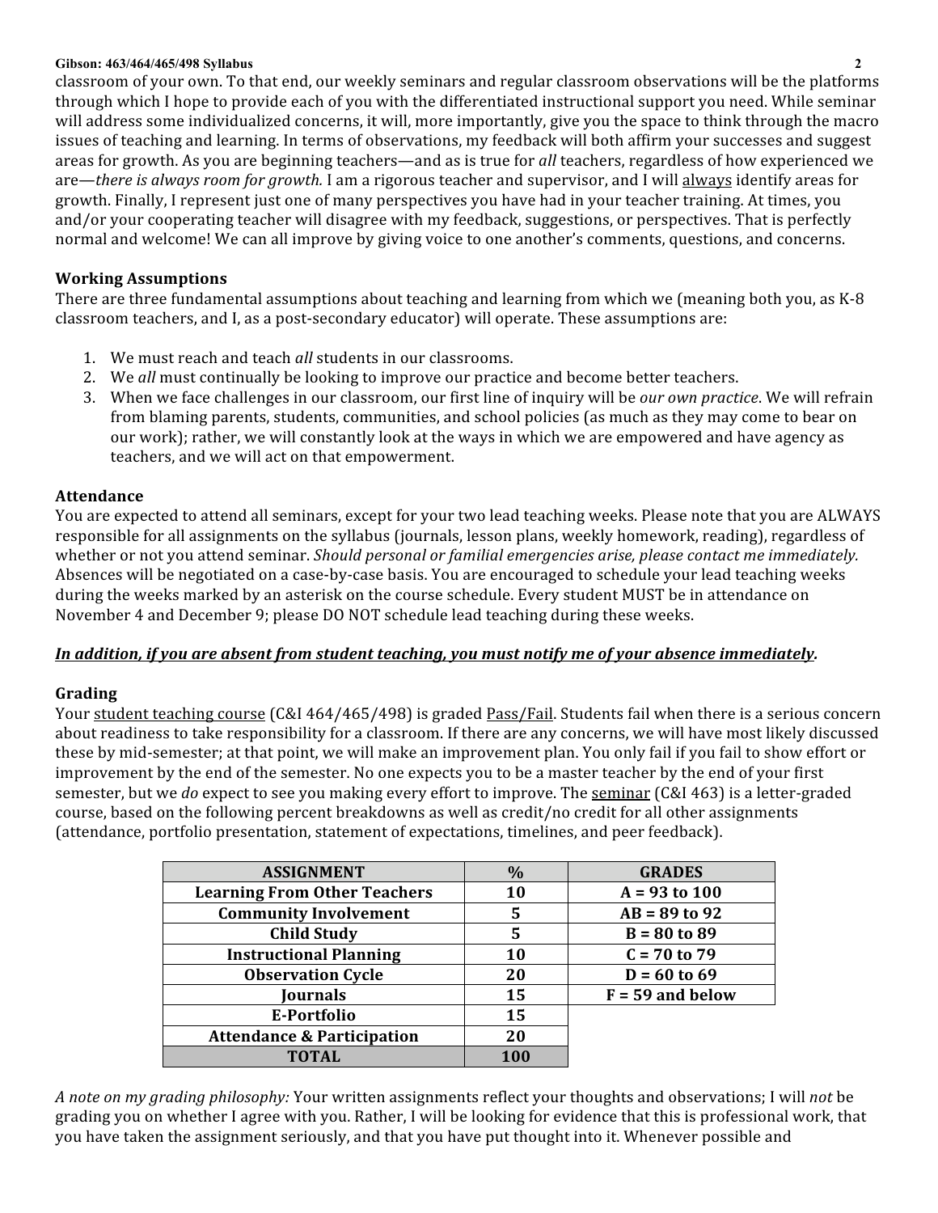classroom of your own. To that end, our weekly seminars and regular classroom observations will be the platforms through which I hope to provide each of you with the differentiated instructional support you need. While seminar will address some individualized concerns, it will, more importantly, give you the space to think through the macro issues of teaching and learning. In terms of observations, my feedback will both affirm your successes and suggest areas for growth. As you are beginning teachers—and as is true for *all* teachers, regardless of how experienced we are—*there is always room for growth.* I am a rigorous teacher and supervisor, and I will <u>always</u> identify areas for growth. Finally, I represent just one of many perspectives you have had in your teacher training. At times, you and/or your cooperating teacher will disagree with my feedback, suggestions, or perspectives. That is perfectly normal and welcome! We can all improve by giving voice to one another's comments, questions, and concerns.

**Working Assumptions**

There are three fundamental assumptions about teaching and learning from which we (meaning both you, as K-8 classroom teachers, and I, as a post-secondary educator) will operate. These assumptions are:

1. We must reach and teach *all* students in our classrooms.
2. We *all* must continually be looking to improve our practice and become better teachers.
3. When we face challenges in our classroom, our first line of inquiry will be *our own practice*. We will refrain from blaming parents, students, communities, and school policies (as much as they may come to bear on our work); rather, we will constantly look at the ways in which we are empowered and have agency as teachers, and we will act on that empowerment.

**Attendance**

You are expected to attend all seminars, except for your two lead teaching weeks. Please note that you are ALWAYS responsible for all assignments on the syllabus (journals, lesson plans, weekly homework, reading), regardless of whether or not you attend seminar. *Should personal or familial emergencies arise, please contact me immediately.* Absences will be negotiated on a case-by-case basis. You are encouraged to schedule your lead teaching weeks during the weeks marked by an asterisk on the course schedule. Every student MUST be in attendance on November 4 and December 9; please DO NOT schedule lead teaching during these weeks.

***<u>In addition, if you are absent from student teaching, you must notify me of your absence immediately</u>.***

**Grading**

Your <u>student teaching course</u> (C&I 464/465/498) is graded <u>Pass/Fail</u>. Students fail when there is a serious concern about readiness to take responsibility for a classroom. If there are any concerns, we will have most likely discussed these by mid-semester; at that point, we will make an improvement plan. You only fail if you fail to show effort or improvement by the end of the semester. No one expects you to be a master teacher by the end of your first semester, but we *do* expect to see you making every effort to improve. The <u>seminar</u> (C&I 463) is a letter-graded course, based on the following percent breakdowns as well as credit/no credit for all other assignments (attendance, portfolio presentation, statement of expectations, timelines, and peer feedback).

| ASSIGNMENT | % |
|---|---|
| Learning From Other Teachers | 10 |
| Community Involvement | 5 |
| Child Study | 5 |
| Instructional Planning | 10 |
| Observation Cycle | 20 |
| Journals | 15 |
| E-Portfolio | 15 |
| Attendance & Participation | 20 |
| **TOTAL** | **100** |

| GRADES |
|---|
| A = 93 to 100 |
| AB = 89 to 92 |
| B = 80 to 89 |
| C = 70 to 79 |
| D = 60 to 69 |
| F = 59 and below |

*A note on my grading philosophy:* Your written assignments reflect your thoughts and observations; I will *not* be grading you on whether I agree with you. Rather, I will be looking for evidence that this is professional work, that you have taken the assignment seriously, and that you have put thought into it. Whenever possible and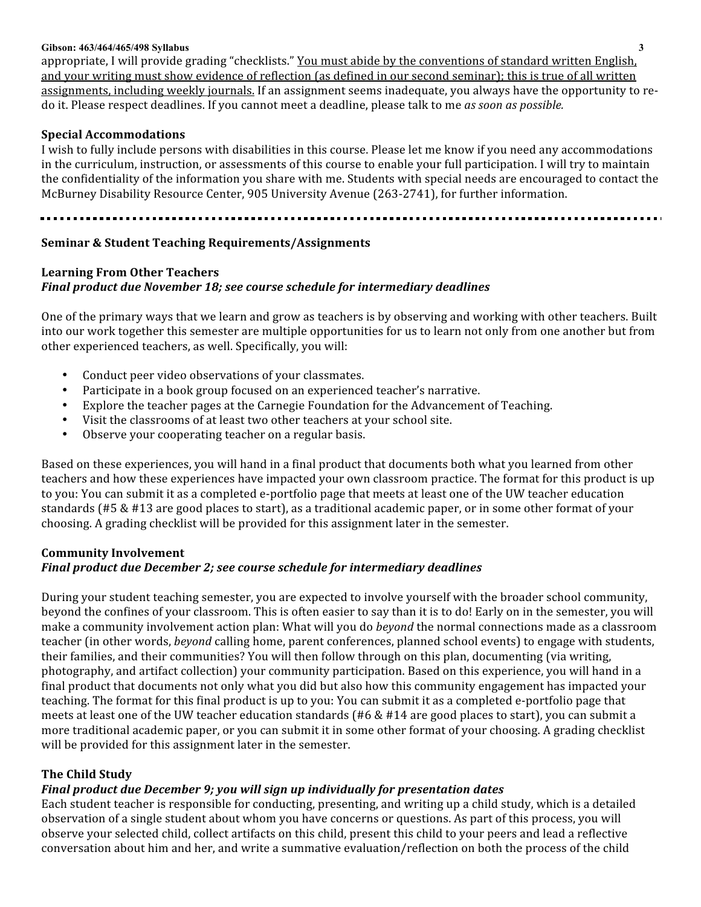appropriate, I will provide grading "checklists." <u>You must abide by the conventions of standard written English, and your writing must show evidence of reflection (as defined in our second seminar); this is true of all written assignments, including weekly journals.</u> If an assignment seems inadequate, you always have the opportunity to re-do it. Please respect deadlines. If you cannot meet a deadline, please talk to me *as soon as possible.*

**Special Accommodations**

I wish to fully include persons with disabilities in this course. Please let me know if you need any accommodations in the curriculum, instruction, or assessments of this course to enable your full participation. I will try to maintain the confidentiality of the information you share with me. Students with special needs are encouraged to contact the McBurney Disability Resource Center, 905 University Avenue (263-2741), for further information.

---

## Seminar & Student Teaching Requirements/Assignments

### Learning From Other Teachers

***Final product due November 18; see course schedule for intermediary deadlines***

One of the primary ways that we learn and grow as teachers is by observing and working with other teachers. Built into our work together this semester are multiple opportunities for us to learn not only from one another but from other experienced teachers, as well. Specifically, you will:

- Conduct peer video observations of your classmates.
- Participate in a book group focused on an experienced teacher's narrative.
- Explore the teacher pages at the Carnegie Foundation for the Advancement of Teaching.
- Visit the classrooms of at least two other teachers at your school site.
- Observe your cooperating teacher on a regular basis.

Based on these experiences, you will hand in a final product that documents both what you learned from other teachers and how these experiences have impacted your own classroom practice. The format for this product is up to you: You can submit it as a completed e-portfolio page that meets at least one of the UW teacher education standards (#5 & #13 are good places to start), as a traditional academic paper, or in some other format of your choosing. A grading checklist will be provided for this assignment later in the semester.

### Community Involvement

***Final product due December 2; see course schedule for intermediary deadlines***

During your student teaching semester, you are expected to involve yourself with the broader school community, beyond the confines of your classroom. This is often easier to say than it is to do! Early on in the semester, you will make a community involvement action plan: What will you do *beyond* the normal connections made as a classroom teacher (in other words, *beyond* calling home, parent conferences, planned school events) to engage with students, their families, and their communities? You will then follow through on this plan, documenting (via writing, photography, and artifact collection) your community participation. Based on this experience, you will hand in a final product that documents not only what you did but also how this community engagement has impacted your teaching. The format for this final product is up to you: You can submit it as a completed e-portfolio page that meets at least one of the UW teacher education standards (#6 & #14 are good places to start), you can submit a more traditional academic paper, or you can submit it in some other format of your choosing. A grading checklist will be provided for this assignment later in the semester.

### The Child Study

***Final product due December 9; you will sign up individually for presentation dates***

Each student teacher is responsible for conducting, presenting, and writing up a child study, which is a detailed observation of a single student about whom you have concerns or questions. As part of this process, you will observe your selected child, collect artifacts on this child, present this child to your peers and lead a reflective conversation about him and her, and write a summative evaluation/reflection on both the process of the child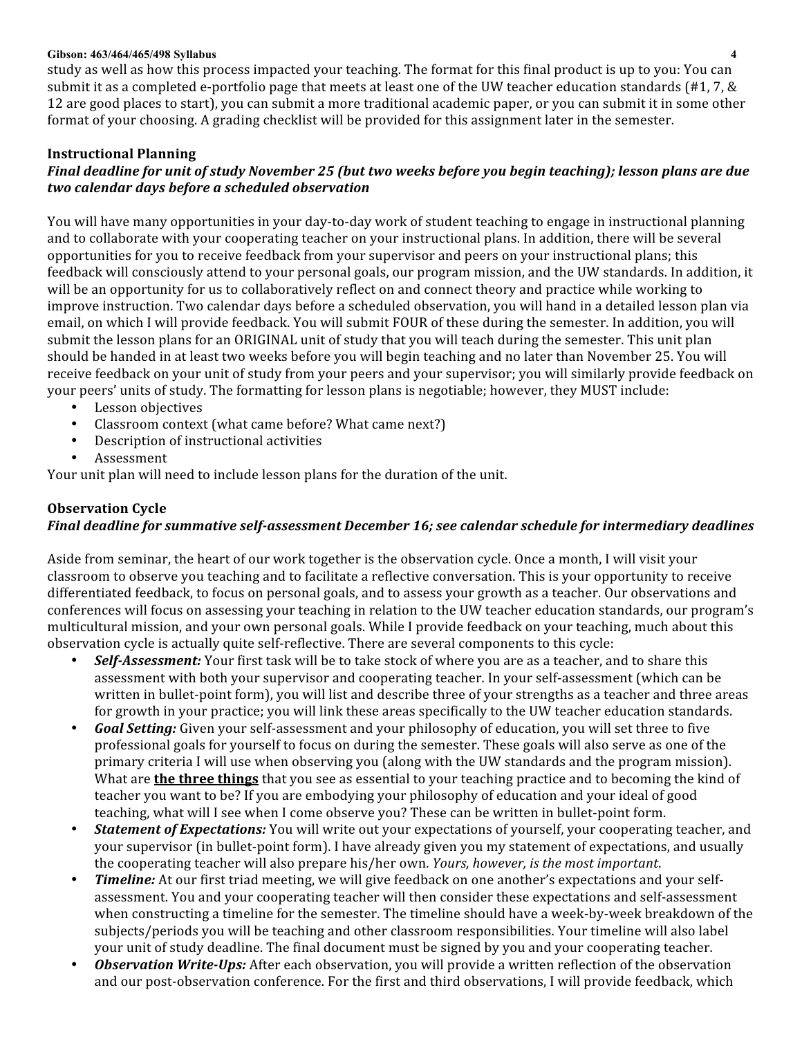study as well as how this process impacted your teaching. The format for this final product is up to you: You can submit it as a completed e-portfolio page that meets at least one of the UW teacher education standards (#1, 7, & 12 are good places to start), you can submit a more traditional academic paper, or you can submit it in some other format of your choosing. A grading checklist will be provided for this assignment later in the semester.

**Instructional Planning**

***Final deadline for unit of study November 25 (but two weeks before you begin teaching); lesson plans are due two calendar days before a scheduled observation***

You will have many opportunities in your day-to-day work of student teaching to engage in instructional planning and to collaborate with your cooperating teacher on your instructional plans. In addition, there will be several opportunities for you to receive feedback from your supervisor and peers on your instructional plans; this feedback will consciously attend to your personal goals, our program mission, and the UW standards. In addition, it will be an opportunity for us to collaboratively reflect on and connect theory and practice while working to improve instruction. Two calendar days before a scheduled observation, you will hand in a detailed lesson plan via email, on which I will provide feedback. You will submit FOUR of these during the semester. In addition, you will submit the lesson plans for an ORIGINAL unit of study that you will teach during the semester. This unit plan should be handed in at least two weeks before you will begin teaching and no later than November 25. You will receive feedback on your unit of study from your peers and your supervisor; you will similarly provide feedback on your peers' units of study. The formatting for lesson plans is negotiable; however, they MUST include:

- Lesson objectives
- Classroom context (what came before? What came next?)
- Description of instructional activities
- Assessment

Your unit plan will need to include lesson plans for the duration of the unit.

**Observation Cycle**

***Final deadline for summative self-assessment December 16; see calendar schedule for intermediary deadlines***

Aside from seminar, the heart of our work together is the observation cycle. Once a month, I will visit your classroom to observe you teaching and to facilitate a reflective conversation. This is your opportunity to receive differentiated feedback, to focus on personal goals, and to assess your growth as a teacher. Our observations and conferences will focus on assessing your teaching in relation to the UW teacher education standards, our program's multicultural mission, and your own personal goals. While I provide feedback on your teaching, much about this observation cycle is actually quite self-reflective. There are several components to this cycle:

- ***Self-Assessment:*** Your first task will be to take stock of where you are as a teacher, and to share this assessment with both your supervisor and cooperating teacher. In your self-assessment (which can be written in bullet-point form), you will list and describe three of your strengths as a teacher and three areas for growth in your practice; you will link these areas specifically to the UW teacher education standards.
- ***Goal Setting:*** Given your self-assessment and your philosophy of education, you will set three to five professional goals for yourself to focus on during the semester. These goals will also serve as one of the primary criteria I will use when observing you (along with the UW standards and the program mission). What are **<u>the three things</u>** that you see as essential to your teaching practice and to becoming the kind of teacher you want to be? If you are embodying your philosophy of education and your ideal of good teaching, what will I see when I come observe you? These can be written in bullet-point form.
- ***Statement of Expectations:*** You will write out your expectations of yourself, your cooperating teacher, and your supervisor (in bullet-point form). I have already given you my statement of expectations, and usually the cooperating teacher will also prepare his/her own. *Yours, however, is the most important*.
- ***Timeline:*** At our first triad meeting, we will give feedback on one another's expectations and your self-assessment. You and your cooperating teacher will then consider these expectations and self-assessment when constructing a timeline for the semester. The timeline should have a week-by-week breakdown of the subjects/periods you will be teaching and other classroom responsibilities. Your timeline will also label your unit of study deadline. The final document must be signed by you and your cooperating teacher.
- ***Observation Write-Ups:*** After each observation, you will provide a written reflection of the observation and our post-observation conference. For the first and third observations, I will provide feedback, which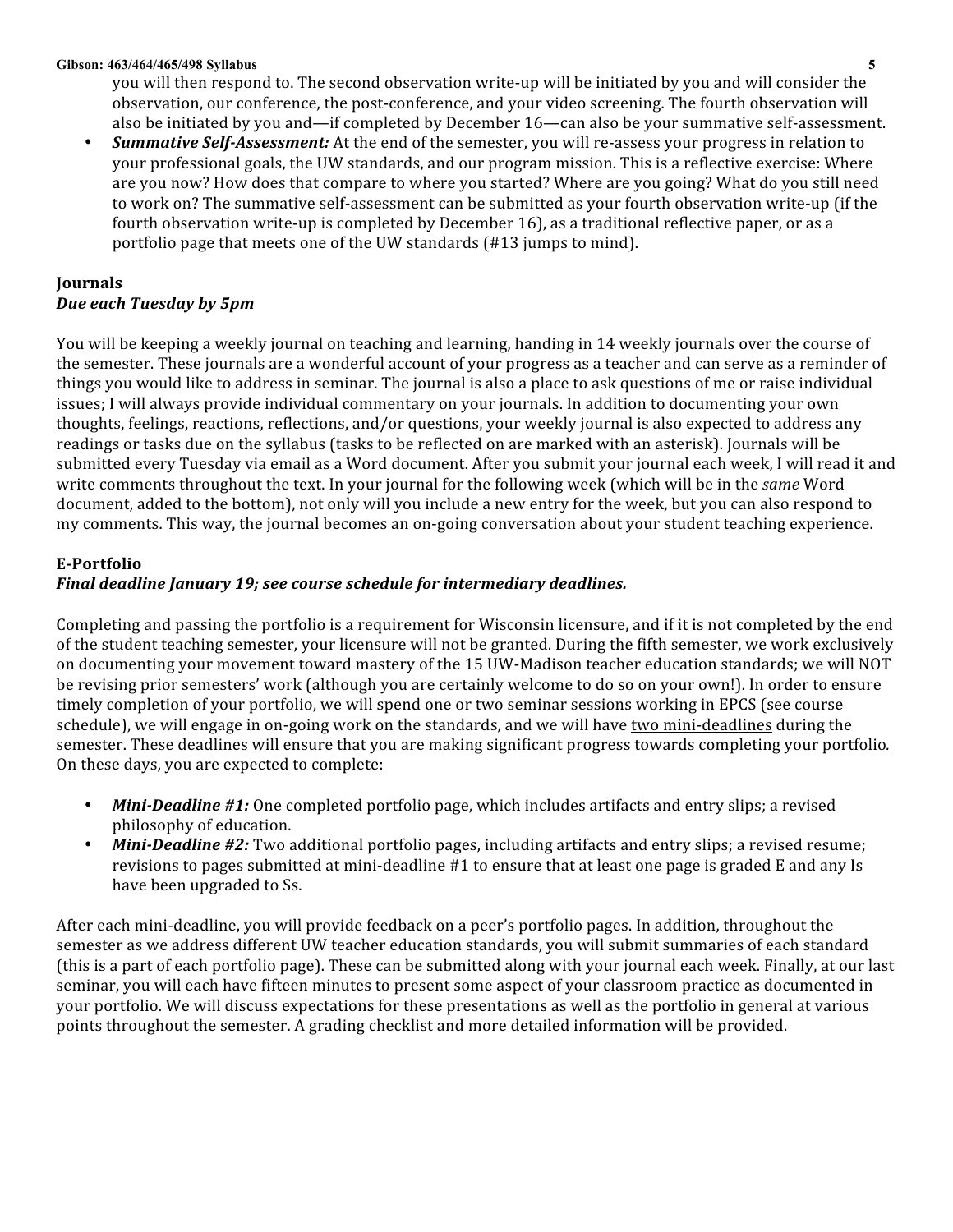you will then respond to. The second observation write-up will be initiated by you and will consider the observation, our conference, the post-conference, and your video screening. The fourth observation will also be initiated by you and—if completed by December 16—can also be your summative self-assessment.

- ***Summative Self-Assessment:*** At the end of the semester, you will re-assess your progress in relation to your professional goals, the UW standards, and our program mission. This is a reflective exercise: Where are you now? How does that compare to where you started? Where are you going? What do you still need to work on? The summative self-assessment can be submitted as your fourth observation write-up (if the fourth observation write-up is completed by December 16), as a traditional reflective paper, or as a portfolio page that meets one of the UW standards (#13 jumps to mind).

**Journals**
***Due each Tuesday by 5pm***

You will be keeping a weekly journal on teaching and learning, handing in 14 weekly journals over the course of the semester. These journals are a wonderful account of your progress as a teacher and can serve as a reminder of things you would like to address in seminar. The journal is also a place to ask questions of me or raise individual issues; I will always provide individual commentary on your journals. In addition to documenting your own thoughts, feelings, reactions, reflections, and/or questions, your weekly journal is also expected to address any readings or tasks due on the syllabus (tasks to be reflected on are marked with an asterisk). Journals will be submitted every Tuesday via email as a Word document. After you submit your journal each week, I will read it and write comments throughout the text. In your journal for the following week (which will be in the *same* Word document, added to the bottom), not only will you include a new entry for the week, but you can also respond to my comments. This way, the journal becomes an on-going conversation about your student teaching experience.

**E-Portfolio**
***Final deadline January 19; see course schedule for intermediary deadlines.***

Completing and passing the portfolio is a requirement for Wisconsin licensure, and if it is not completed by the end of the student teaching semester, your licensure will not be granted. During the fifth semester, we work exclusively on documenting your movement toward mastery of the 15 UW-Madison teacher education standards; we will NOT be revising prior semesters' work (although you are certainly welcome to do so on your own!). In order to ensure timely completion of your portfolio, we will spend one or two seminar sessions working in EPCS (see course schedule), we will engage in on-going work on the standards, and we will have <u>two mini-deadlines</u> during the semester. These deadlines will ensure that you are making significant progress towards completing your portfolio. On these days, you are expected to complete:

- ***Mini-Deadline #1:*** One completed portfolio page, which includes artifacts and entry slips; a revised philosophy of education.
- ***Mini-Deadline #2:*** Two additional portfolio pages, including artifacts and entry slips; a revised resume; revisions to pages submitted at mini-deadline #1 to ensure that at least one page is graded E and any Is have been upgraded to Ss.

After each mini-deadline, you will provide feedback on a peer's portfolio pages. In addition, throughout the semester as we address different UW teacher education standards, you will submit summaries of each standard (this is a part of each portfolio page). These can be submitted along with your journal each week. Finally, at our last seminar, you will each have fifteen minutes to present some aspect of your classroom practice as documented in your portfolio. We will discuss expectations for these presentations as well as the portfolio in general at various points throughout the semester. A grading checklist and more detailed information will be provided.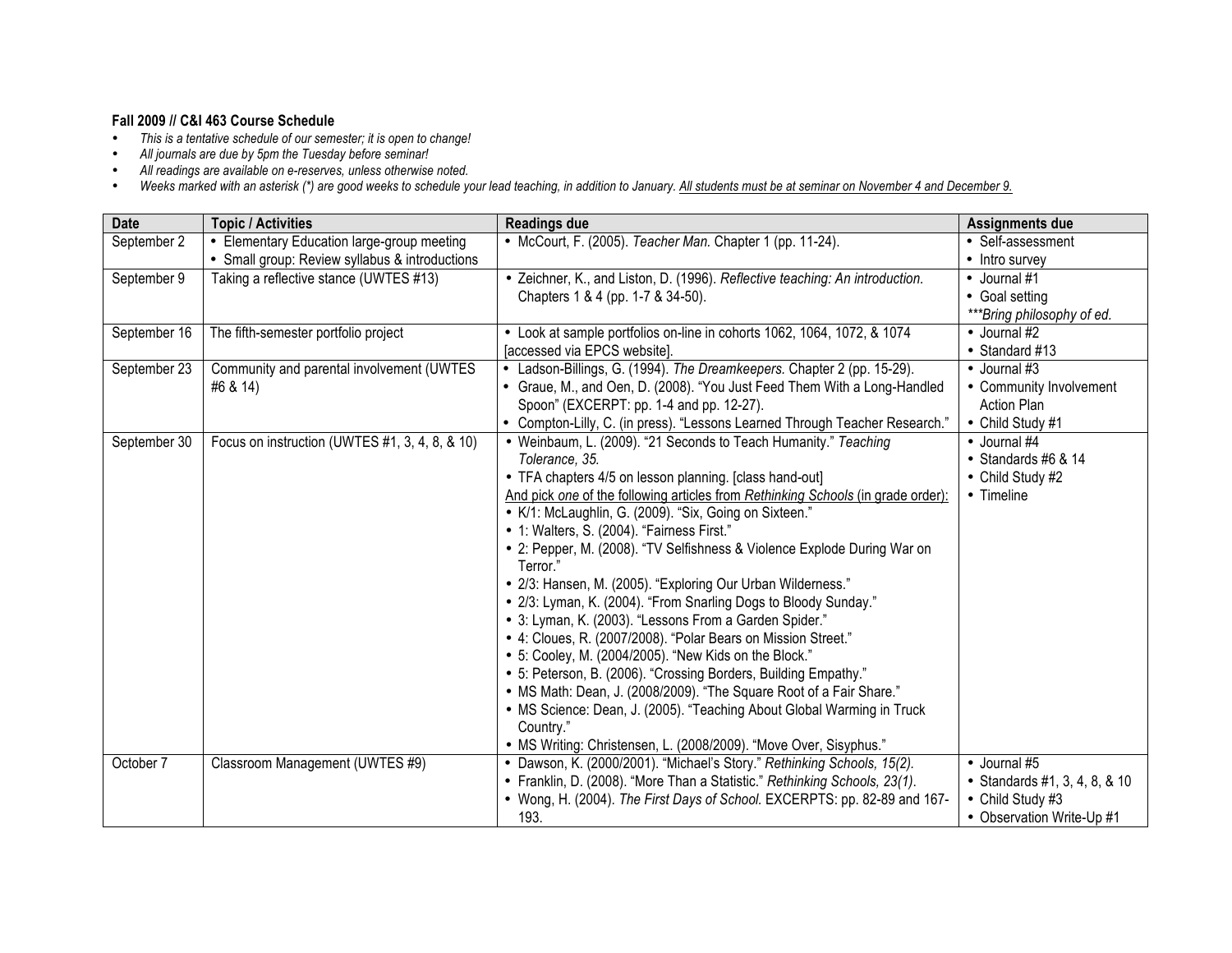**Fall 2009 // C&I 463 Course Schedule**

- *This is a tentative schedule of our semester; it is open to change!*
- *All journals are due by 5pm the Tuesday before seminar!*
- *All readings are available on e-reserves, unless otherwise noted.*
- *Weeks marked with an asterisk (*) are good weeks to schedule your lead teaching, in addition to January. All students must be at seminar on November 4 and December 9.*

| Date | Topic / Activities | Readings due | Assignments due |
|---|---|---|---|
| September 2 | • Elementary Education large-group meeting<br>• Small group: Review syllabus & introductions | • McCourt, F. (2005). *Teacher Man.* Chapter 1 (pp. 11-24). | • Self-assessment<br>• Intro survey |
| September 9 | Taking a reflective stance (UWTES #13) | • Zeichner, K., and Liston, D. (1996). *Reflective teaching: An introduction.* Chapters 1 & 4 (pp. 1-7 & 34-50). | • Journal #1<br>• Goal setting<br>****Bring philosophy of ed.* |
| September 16 | The fifth-semester portfolio project | • Look at sample portfolios on-line in cohorts 1062, 1064, 1072, & 1074 [accessed via EPCS website]. | • Journal #2<br>• Standard #13 |
| September 23 | Community and parental involvement (UWTES #6 & 14) | • Ladson-Billings, G. (1994). *The Dreamkeepers.* Chapter 2 (pp. 15-29).<br>• Graue, M., and Oen, D. (2008). "You Just Feed Them With a Long-Handled Spoon" (EXCERPT: pp. 1-4 and pp. 12-27).<br>• Compton-Lilly, C. (in press). "Lessons Learned Through Teacher Research." | • Journal #3<br>• Community Involvement Action Plan<br>• Child Study #1 |
| September 30 | Focus on instruction (UWTES #1, 3, 4, 8, & 10) | • Weinbaum, L. (2009). "21 Seconds to Teach Humanity." *Teaching Tolerance, 35.*<br>• TFA chapters 4/5 on lesson planning. [class hand-out]<br>And pick *one* of the following articles from *Rethinking Schools* (in grade order):<br>• K/1: McLaughlin, G. (2009). "Six, Going on Sixteen."<br>• 1: Walters, S. (2004). "Fairness First."<br>• 2: Pepper, M. (2008). "TV Selfishness & Violence Explode During War on Terror."<br>• 2/3: Hansen, M. (2005). "Exploring Our Urban Wilderness."<br>• 2/3: Lyman, K. (2004). "From Snarling Dogs to Bloody Sunday."<br>• 3: Lyman, K. (2003). "Lessons From a Garden Spider."<br>• 4: Cloues, R. (2007/2008). "Polar Bears on Mission Street."<br>• 5: Cooley, M. (2004/2005). "New Kids on the Block."<br>• 5: Peterson, B. (2006). "Crossing Borders, Building Empathy."<br>• MS Math: Dean, J. (2008/2009). "The Square Root of a Fair Share."<br>• MS Science: Dean, J. (2005). "Teaching About Global Warming in Truck Country."<br>• MS Writing: Christensen, L. (2008/2009). "Move Over, Sisyphus." | • Journal #4<br>• Standards #6 & 14<br>• Child Study #2<br>• Timeline |
| October 7 | Classroom Management (UWTES #9) | • Dawson, K. (2000/2001). "Michael's Story." *Rethinking Schools, 15(2).*<br>• Franklin, D. (2008). "More Than a Statistic." *Rethinking Schools, 23(1).*<br>• Wong, H. (2004). *The First Days of School.* EXCERPTS: pp. 82-89 and 167-193. | • Journal #5<br>• Standards #1, 3, 4, 8, & 10<br>• Child Study #3<br>• Observation Write-Up #1 |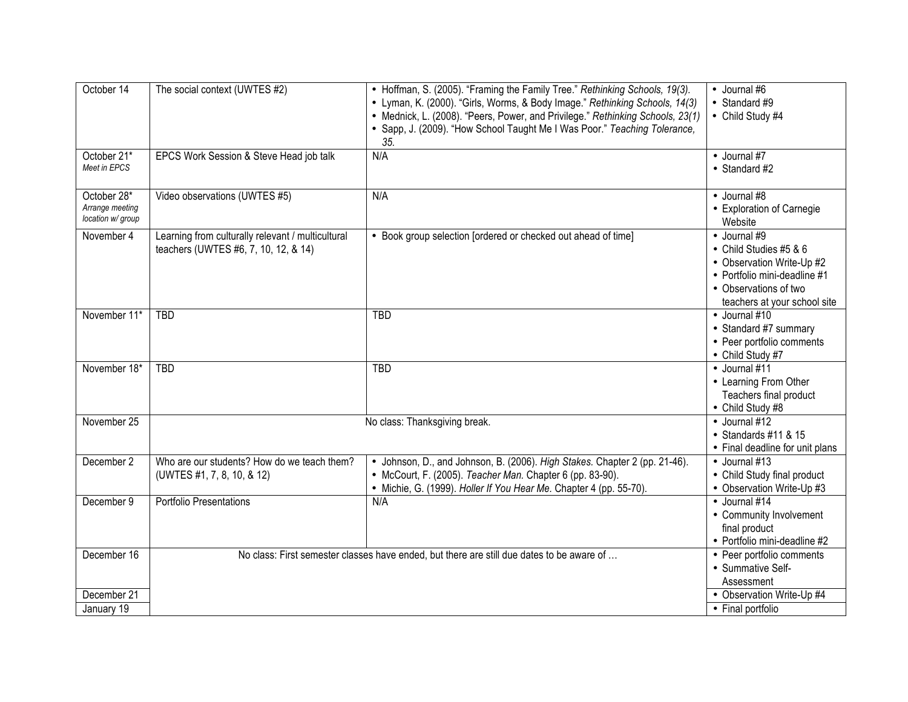| | | | |
|---|---|---|---|
| October 14 | The social context (UWTES #2) | • Hoffman, S. (2005). "Framing the Family Tree." *Rethinking Schools, 19(3).*<br>• Lyman, K. (2000). "Girls, Worms, & Body Image." *Rethinking Schools, 14(3)*<br>• Mednick, L. (2008). "Peers, Power, and Privilege." *Rethinking Schools, 23(1)*<br>• Sapp, J. (2009). "How School Taught Me I Was Poor." *Teaching Tolerance, 35.* | • Journal #6<br>• Standard #9<br>• Child Study #4 |
| October 21*<br>*Meet in EPCS* | EPCS Work Session & Steve Head job talk | N/A | • Journal #7<br>• Standard #2 |
| October 28*<br>*Arrange meeting location w/ group* | Video observations (UWTES #5) | N/A | • Journal #8<br>• Exploration of Carnegie Website |
| November 4 | Learning from culturally relevant / multicultural teachers (UWTES #6, 7, 10, 12, & 14) | • Book group selection [ordered or checked out ahead of time] | • Journal #9<br>• Child Studies #5 & 6<br>• Observation Write-Up #2<br>• Portfolio mini-deadline #1<br>• Observations of two teachers at your school site |
| November 11* | TBD | TBD | • Journal #10<br>• Standard #7 summary<br>• Peer portfolio comments<br>• Child Study #7 |
| November 18* | TBD | TBD | • Journal #11<br>• Learning From Other Teachers final product<br>• Child Study #8 |
| November 25 | No class: Thanksgiving break. | | • Journal #12<br>• Standards #11 & 15<br>• Final deadline for unit plans |
| December 2 | Who are our students? How do we teach them? (UWTES #1, 7, 8, 10, & 12) | • Johnson, D., and Johnson, B. (2006). *High Stakes.* Chapter 2 (pp. 21-46).<br>• McCourt, F. (2005). *Teacher Man.* Chapter 6 (pp. 83-90).<br>• Michie, G. (1999). *Holler If You Hear Me.* Chapter 4 (pp. 55-70). | • Journal #13<br>• Child Study final product<br>• Observation Write-Up #3 |
| December 9 | Portfolio Presentations | N/A | • Journal #14<br>• Community Involvement final product<br>• Portfolio mini-deadline #2 |
| December 16 | No class: First semester classes have ended, but there are still due dates to be aware of … | | • Peer portfolio comments<br>• Summative Self-Assessment |
| December 21 | | | • Observation Write-Up #4 |
| January 19 | | | • Final portfolio |